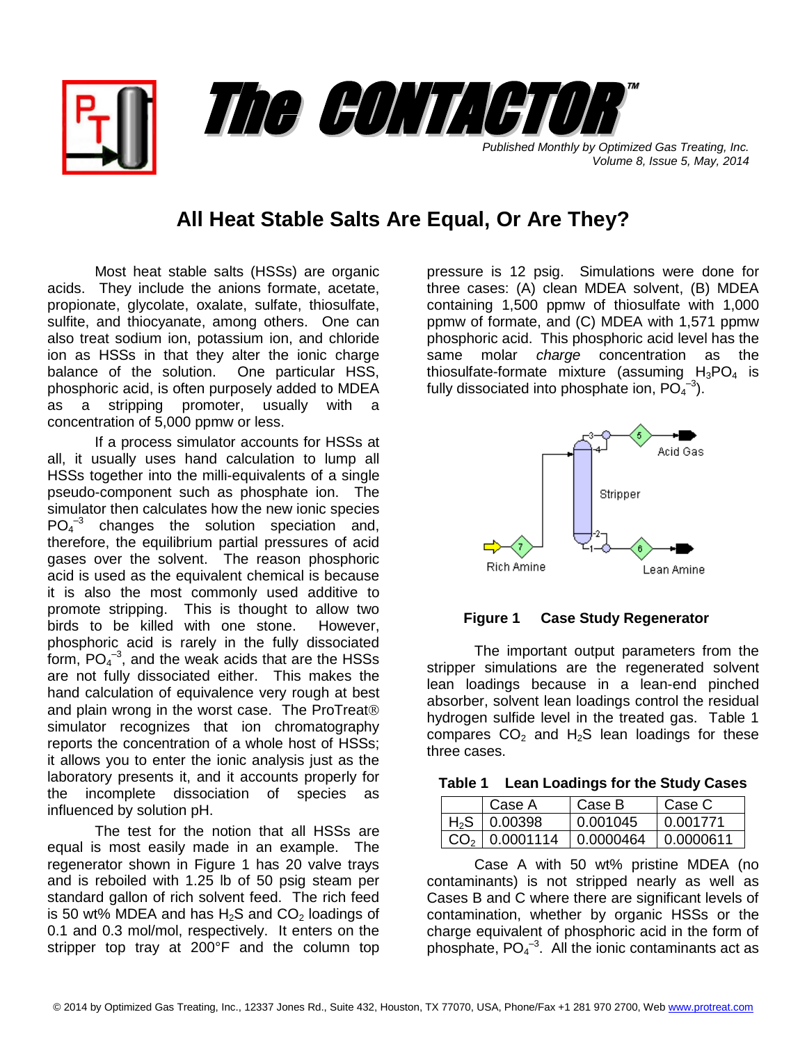# The CONTACTOR™

*Published Monthly by Optimized Gas Treating, Inc.*
*Volume 8, Issue 5, May, 2014*

## All Heat Stable Salts Are Equal, Or Are They?

Most heat stable salts (HSSs) are organic acids. They include the anions formate, acetate, propionate, glycolate, oxalate, sulfate, thiosulfate, sulfite, and thiocyanate, among others. One can also treat sodium ion, potassium ion, and chloride ion as HSSs in that they alter the ionic charge balance of the solution. One particular HSS, phosphoric acid, is often purposely added to MDEA as a stripping promoter, usually with a concentration of 5,000 ppmw or less.

If a process simulator accounts for HSSs at all, it usually uses hand calculation to lump all HSSs together into the milli-equivalents of a single pseudo-component such as phosphate ion. The simulator then calculates how the new ionic species $PO_4^{-3}$ changes the solution speciation and, therefore, the equilibrium partial pressures of acid gases over the solvent. The reason phosphoric acid is used as the equivalent chemical is because it is also the most commonly used additive to promote stripping. This is thought to allow two birds to be killed with one stone. However, phosphoric acid is rarely in the fully dissociated form, $PO_4^{-3}$, and the weak acids that are the HSSs are not fully dissociated either. This makes the hand calculation of equivalence very rough at best and plain wrong in the worst case. The ProTreat® simulator recognizes that ion chromatography reports the concentration of a whole host of HSSs; it allows you to enter the ionic analysis just as the laboratory presents it, and it accounts properly for the incomplete dissociation of species as influenced by solution pH.

The test for the notion that all HSSs are equal is most easily made in an example. The regenerator shown in Figure 1 has 20 valve trays and is reboiled with 1.25 lb of 50 psig steam per standard gallon of rich solvent feed. The rich feed is 50 wt% MDEA and has $H_2S$ and $CO_2$ loadings of 0.1 and 0.3 mol/mol, respectively. It enters on the stripper top tray at 200°F and the column top pressure is 12 psig. Simulations were done for three cases: (A) clean MDEA solvent, (B) MDEA containing 1,500 ppmw of thiosulfate with 1,000 ppmw of formate, and (C) MDEA with 1,571 ppmw phosphoric acid. This phosphoric acid level has the same molar *charge* concentration as the thiosulfate-formate mixture (assuming $H_3PO_4$ is fully dissociated into phosphate ion, $PO_4^{-3}$).

Acid Gas
Stripper
Rich Amine
Lean Amine

**Figure 1 Case Study Regenerator**

The important output parameters from the stripper simulations are the regenerated solvent lean loadings because in a lean-end pinched absorber, solvent lean loadings control the residual hydrogen sulfide level in the treated gas. Table 1 compares $CO_2$ and $H_2S$ lean loadings for these three cases.

**Table 1 Lean Loadings for the Study Cases**

| | Case A | Case B | Case C |
|---|---|---|---|
| $H_2S$ | 0.00398 | 0.001045 | 0.001771 |
| $CO_2$ | 0.0001114 | 0.0000464 | 0.0000611 |

Case A with 50 wt% pristine MDEA (no contaminants) is not stripped nearly as well as Cases B and C where there are significant levels of contamination, whether by organic HSSs or the charge equivalent of phosphoric acid in the form of phosphate, $PO_4^{-3}$. All the ionic contaminants act as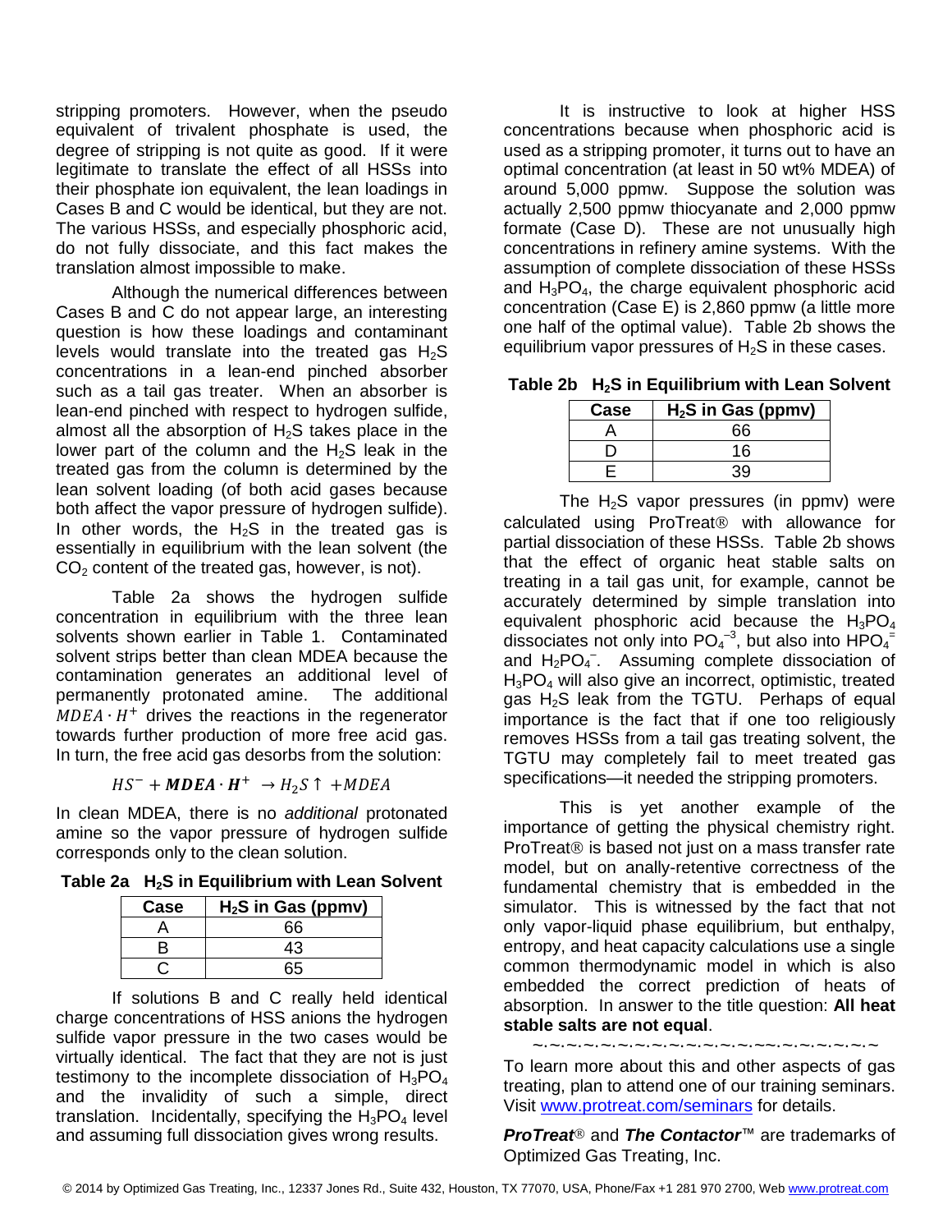stripping promoters. However, when the pseudo equivalent of trivalent phosphate is used, the degree of stripping is not quite as good. If it were legitimate to translate the effect of all HSSs into their phosphate ion equivalent, the lean loadings in Cases B and C would be identical, but they are not. The various HSSs, and especially phosphoric acid, do not fully dissociate, and this fact makes the translation almost impossible to make.

Although the numerical differences between Cases B and C do not appear large, an interesting question is how these loadings and contaminant levels would translate into the treated gas $H_2S$ concentrations in a lean-end pinched absorber such as a tail gas treater. When an absorber is lean-end pinched with respect to hydrogen sulfide, almost all the absorption of $H_2S$ takes place in the lower part of the column and the $H_2S$ leak in the treated gas from the column is determined by the lean solvent loading (of both acid gases because both affect the vapor pressure of hydrogen sulfide). In other words, the $H_2S$ in the treated gas is essentially in equilibrium with the lean solvent (the $CO_2$ content of the treated gas, however, is not).

Table 2a shows the hydrogen sulfide concentration in equilibrium with the three lean solvents shown earlier in Table 1. Contaminated solvent strips better than clean MDEA because the contamination generates an additional level of permanently protonated amine. The additional $MDEA \cdot H^+$ drives the reactions in the regenerator towards further production of more free acid gas. In turn, the free acid gas desorbs from the solution:

$$HS^- + \boldsymbol{MDEA \cdot H^+} \rightarrow H_2S \uparrow + MDEA$$

In clean MDEA, there is no *additional* protonated amine so the vapor pressure of hydrogen sulfide corresponds only to the clean solution.

**Table 2a $H_2S$ in Equilibrium with Lean Solvent**

| Case | $H_2S$ in Gas (ppmv) |
|---|---|
| A | 66 |
| B | 43 |
| C | 65 |

If solutions B and C really held identical charge concentrations of HSS anions the hydrogen sulfide vapor pressure in the two cases would be virtually identical. The fact that they are not is just testimony to the incomplete dissociation of $H_3PO_4$ and the invalidity of such a simple, direct translation. Incidentally, specifying the $H_3PO_4$ level and assuming full dissociation gives wrong results.

It is instructive to look at higher HSS concentrations because when phosphoric acid is used as a stripping promoter, it turns out to have an optimal concentration (at least in 50 wt% MDEA) of around 5,000 ppmw. Suppose the solution was actually 2,500 ppmw thiocyanate and 2,000 ppmw formate (Case D). These are not unusually high concentrations in refinery amine systems. With the assumption of complete dissociation of these HSSs and $H_3PO_4$, the charge equivalent phosphoric acid concentration (Case E) is 2,860 ppmw (a little more one half of the optimal value). Table 2b shows the equilibrium vapor pressures of $H_2S$ in these cases.

**Table 2b $H_2S$ in Equilibrium with Lean Solvent**

| Case | $H_2S$ in Gas (ppmv) |
|---|---|
| A | 66 |
| D | 16 |
| E | 39 |

The $H_2S$ vapor pressures (in ppmv) were calculated using ProTreat® with allowance for partial dissociation of these HSSs. Table 2b shows that the effect of organic heat stable salts on treating in a tail gas unit, for example, cannot be accurately determined by simple translation into equivalent phosphoric acid because the $H_3PO_4$ dissociates not only into $PO_4^{-3}$, but also into $HPO_4^{=}$ and $H_2PO_4^{-}$. Assuming complete dissociation of $H_3PO_4$ will also give an incorrect, optimistic, treated gas $H_2S$ leak from the TGTU. Perhaps of equal importance is the fact that if one too religiously removes HSSs from a tail gas treating solvent, the TGTU may completely fail to meet treated gas specifications—it needed the stripping promoters.

This is yet another example of the importance of getting the physical chemistry right. ProTreat® is based not just on a mass transfer rate model, but on anally-retentive correctness of the fundamental chemistry that is embedded in the simulator. This is witnessed by the fact that not only vapor-liquid phase equilibrium, but enthalpy, entropy, and heat capacity calculations use a single common thermodynamic model in which is also embedded the correct prediction of heats of absorption. In answer to the title question: **All heat stable salts are not equal**.

~.~.~.~.~.~.~.~.~.~.~.~.~.~.~~.~.~.~.~.~.~.~

To learn more about this and other aspects of gas treating, plan to attend one of our training seminars. Visit www.protreat.com/seminars for details.

***ProTreat***® and ***The Contactor***™ are trademarks of Optimized Gas Treating, Inc.

© 2014 by Optimized Gas Treating, Inc., 12337 Jones Rd., Suite 432, Houston, TX 77070, USA, Phone/Fax +1 281 970 2700, Web www.protreat.com